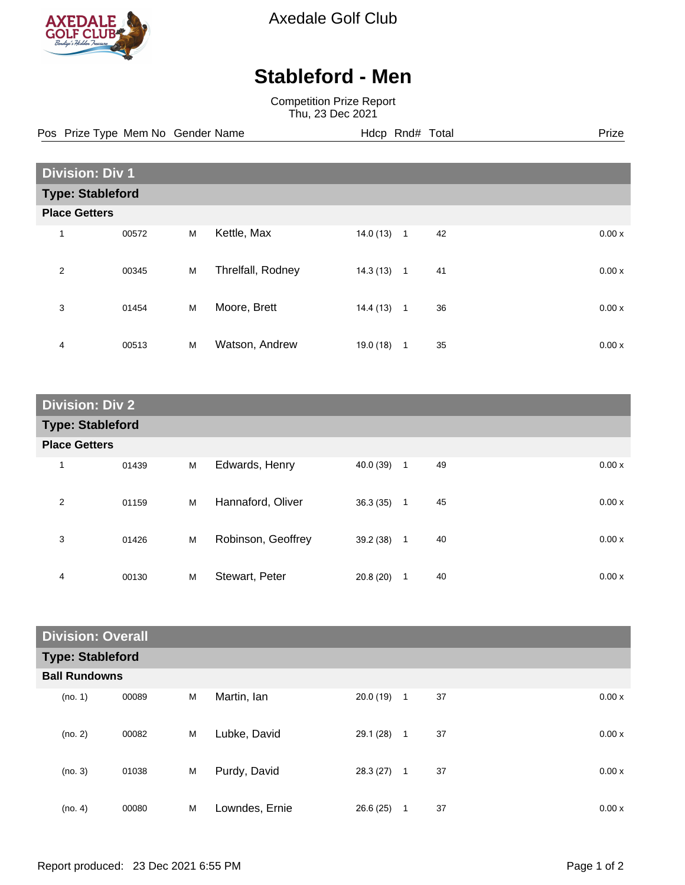Axedale Golf Club

# Stableford - Men

Competition Prize Report
Thu, 23 Dec 2021

## Division: Div 1

### Type: Stableford

**Place Getters**

| Pos | Prize Type | Mem No | Gender | Name | Hdcp | Rnd# | Total | Prize |
|---|---|---|---|---|---|---|---|---|
| 1 | | 00572 | M | Kettle, Max | 14.0 (13) | 1 | 42 | 0.00 x |
| 2 | | 00345 | M | Threlfall, Rodney | 14.3 (13) | 1 | 41 | 0.00 x |
| 3 | | 01454 | M | Moore, Brett | 14.4 (13) | 1 | 36 | 0.00 x |
| 4 | | 00513 | M | Watson, Andrew | 19.0 (18) | 1 | 35 | 0.00 x |

## Division: Div 2

### Type: Stableford

**Place Getters**

| Pos | Prize Type | Mem No | Gender | Name | Hdcp | Rnd# | Total | Prize |
|---|---|---|---|---|---|---|---|---|
| 1 | | 01439 | M | Edwards, Henry | 40.0 (39) | 1 | 49 | 0.00 x |
| 2 | | 01159 | M | Hannaford, Oliver | 36.3 (35) | 1 | 45 | 0.00 x |
| 3 | | 01426 | M | Robinson, Geoffrey | 39.2 (38) | 1 | 40 | 0.00 x |
| 4 | | 00130 | M | Stewart, Peter | 20.8 (20) | 1 | 40 | 0.00 x |

## Division: Overall

### Type: Stableford

**Ball Rundowns**

| Pos | Prize Type | Mem No | Gender | Name | Hdcp | Rnd# | Total | Prize |
|---|---|---|---|---|---|---|---|---|
| (no. 1) | | 00089 | M | Martin, Ian | 20.0 (19) | 1 | 37 | 0.00 x |
| (no. 2) | | 00082 | M | Lubke, David | 29.1 (28) | 1 | 37 | 0.00 x |
| (no. 3) | | 01038 | M | Purdy, David | 28.3 (27) | 1 | 37 | 0.00 x |
| (no. 4) | | 00080 | M | Lowndes, Ernie | 26.6 (25) | 1 | 37 | 0.00 x |

Report produced: 23 Dec 2021 6:55 PM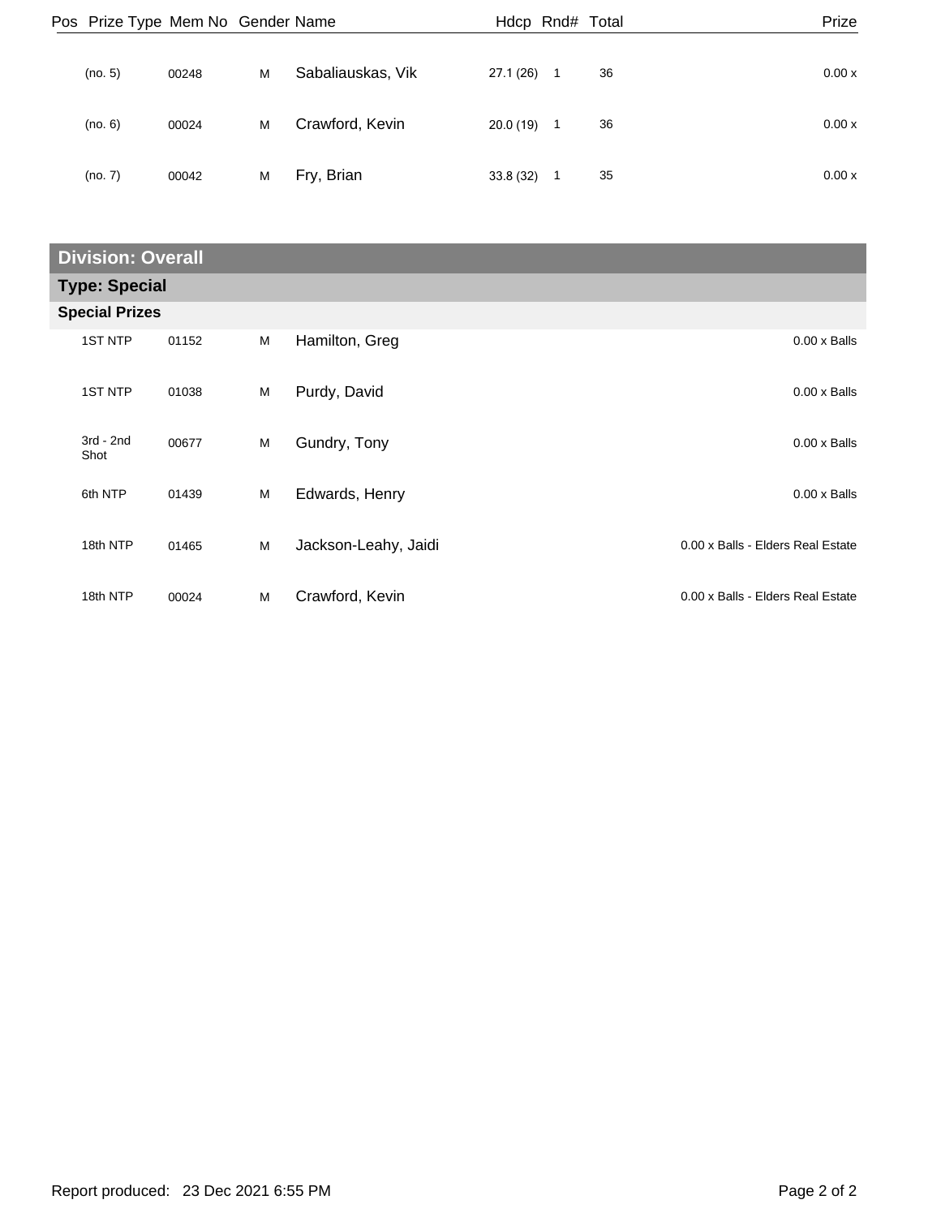| Pos | Prize Type | Mem No | Gender | Name | Hdcp | Rnd# | Total | Prize |
|---|---|---|---|---|---|---|---|---|
| | (no. 5) | 00248 | M | Sabaliauskas, Vik | 27.1 (26) | 1 | 36 | 0.00 x |
| | (no. 6) | 00024 | M | Crawford, Kevin | 20.0 (19) | 1 | 36 | 0.00 x |
| | (no. 7) | 00042 | M | Fry, Brian | 33.8 (32) | 1 | 35 | 0.00 x |

## Division: Overall

### Type: Special

**Special Prizes**

| Prize Type | Mem No | Gender | Name | Prize |
|---|---|---|---|---|
| 1ST NTP | 01152 | M | Hamilton, Greg | 0.00 x Balls |
| 1ST NTP | 01038 | M | Purdy, David | 0.00 x Balls |
| 3rd - 2nd Shot | 00677 | M | Gundry, Tony | 0.00 x Balls |
| 6th NTP | 01439 | M | Edwards, Henry | 0.00 x Balls |
| 18th NTP | 01465 | M | Jackson-Leahy, Jaidi | 0.00 x Balls - Elders Real Estate |
| 18th NTP | 00024 | M | Crawford, Kevin | 0.00 x Balls - Elders Real Estate |

Report produced: 23 Dec 2021 6:55 PM